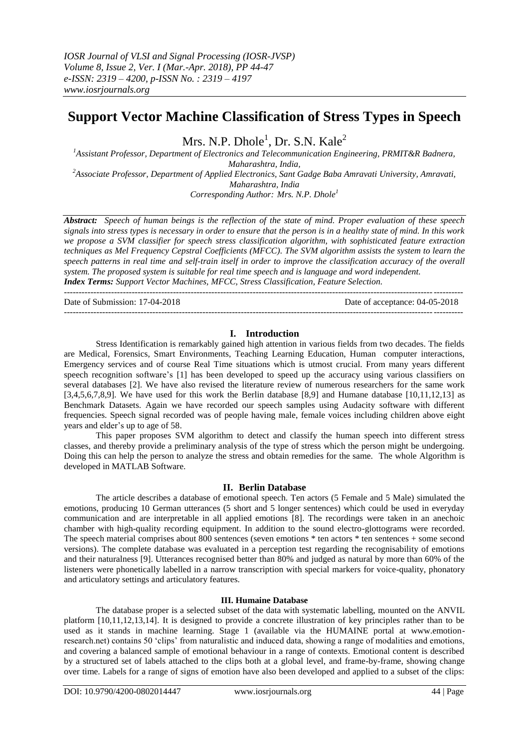# Support Vector Machine Classification of Stress Types in Speech

Mrs. N.P. Dhole[1], Dr. S.N. Kale[2]

[1]Assistant Professor, Department of Electronics and Telecommunication Engineering, PRMIT&R Badnera, Maharashtra, India,

[2]Associate Professor, Department of Applied Electronics, Sant Gadge Baba Amravati University, Amravati, Maharashtra, India

*Corresponding Author: Mrs. N.P. Dhole[1]*

***Abstract:*** *Speech of human beings is the reflection of the state of mind. Proper evaluation of these speech signals into stress types is necessary in order to ensure that the person is in a healthy state of mind. In this work we propose a SVM classifier for speech stress classification algorithm, with sophisticated feature extraction techniques as Mel Frequency Cepstral Coefficients (MFCC). The SVM algorithm assists the system to learn the speech patterns in real time and self-train itself in order to improve the classification accuracy of the overall system. The proposed system is suitable for real time speech and is language and word independent.*

***Index Terms:*** *Support Vector Machines, MFCC, Stress Classification, Feature Selection.*

---

Date of Submission: 17-04-2018 Date of acceptance: 04-05-2018

---

## I. Introduction

Stress Identification is remarkably gained high attention in various fields from two decades. The fields are Medical, Forensics, Smart Environments, Teaching Learning Education, Human computer interactions, Emergency services and of course Real Time situations which is utmost crucial. From many years different speech recognition software's [1] has been developed to speed up the accuracy using various classifiers on several databases [2]. We have also revised the literature review of numerous researchers for the same work [3,4,5,6,7,8,9]. We have used for this work the Berlin database [8,9] and Humane database [10,11,12,13] as Benchmark Datasets. Again we have recorded our speech samples using Audacity software with different frequencies. Speech signal recorded was of people having male, female voices including children above eight years and elder's up to age of 58.

This paper proposes SVM algorithm to detect and classify the human speech into different stress classes, and thereby provide a preliminary analysis of the type of stress which the person might be undergoing. Doing this can help the person to analyze the stress and obtain remedies for the same. The whole Algorithm is developed in MATLAB Software.

## II. Berlin Database

The article describes a database of emotional speech. Ten actors (5 Female and 5 Male) simulated the emotions, producing 10 German utterances (5 short and 5 longer sentences) which could be used in everyday communication and are interpretable in all applied emotions [8]. The recordings were taken in an anechoic chamber with high-quality recording equipment. In addition to the sound electro-glottograms were recorded. The speech material comprises about 800 sentences (seven emotions * ten actors * ten sentences + some second versions). The complete database was evaluated in a perception test regarding the recognisability of emotions and their naturalness [9]. Utterances recognised better than 80% and judged as natural by more than 60% of the listeners were phonetically labelled in a narrow transcription with special markers for voice-quality, phonatory and articulatory settings and articulatory features.

### III. Humaine Database

The database proper is a selected subset of the data with systematic labelling, mounted on the ANVIL platform [10,11,12,13,14]. It is designed to provide a concrete illustration of key principles rather than to be used as it stands in machine learning. Stage 1 (available via the HUMAINE portal at www.emotion-research.net) contains 50 'clips' from naturalistic and induced data, showing a range of modalities and emotions, and covering a balanced sample of emotional behaviour in a range of contexts. Emotional content is described by a structured set of labels attached to the clips both at a global level, and frame-by-frame, showing change over time. Labels for a range of signs of emotion have also been developed and applied to a subset of the clips: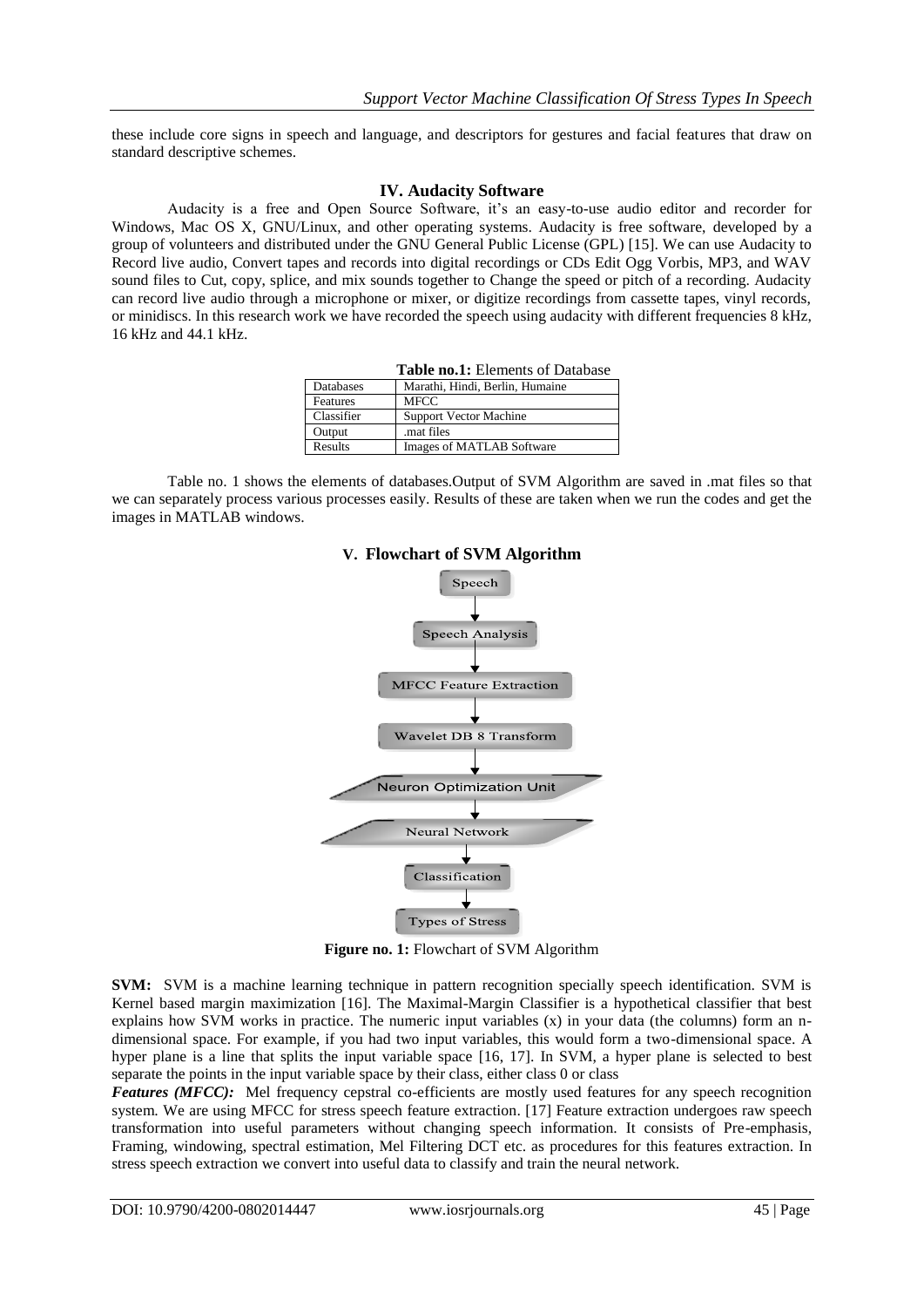these include core signs in speech and language, and descriptors for gestures and facial features that draw on standard descriptive schemes.

## IV. Audacity Software

Audacity is a free and Open Source Software, it's an easy-to-use audio editor and recorder for Windows, Mac OS X, GNU/Linux, and other operating systems. Audacity is free software, developed by a group of volunteers and distributed under the GNU General Public License (GPL) [15]. We can use Audacity to Record live audio, Convert tapes and records into digital recordings or CDs Edit Ogg Vorbis, MP3, and WAV sound files to Cut, copy, splice, and mix sounds together to Change the speed or pitch of a recording. Audacity can record live audio through a microphone or mixer, or digitize recordings from cassette tapes, vinyl records, or minidiscs. In this research work we have recorded the speech using audacity with different frequencies 8 kHz, 16 kHz and 44.1 kHz.

**Table no.1:** Elements of Database

| Databases | Marathi, Hindi, Berlin, Humaine |
|---|---|
| Features | MFCC |
| Classifier | Support Vector Machine |
| Output | .mat files |
| Results | Images of MATLAB Software |

Table no. 1 shows the elements of databases.Output of SVM Algorithm are saved in .mat files so that we can separately process various processes easily. Results of these are taken when we run the codes and get the images in MATLAB windows.

## V. Flowchart of SVM Algorithm

Speech → Speech Analysis → MFCC Feature Extraction → Wavelet DB 8 Transform → Neuron Optimization Unit → Neural Network → Classification → Types of Stress

**Figure no. 1:** Flowchart of SVM Algorithm

**SVM:** SVM is a machine learning technique in pattern recognition specially speech identification. SVM is Kernel based margin maximization [16]. The Maximal-Margin Classifier is a hypothetical classifier that best explains how SVM works in practice. The numeric input variables (x) in your data (the columns) form an n-dimensional space. For example, if you had two input variables, this would form a two-dimensional space. A hyper plane is a line that splits the input variable space [16, 17]. In SVM, a hyper plane is selected to best separate the points in the input variable space by their class, either class 0 or class

***Features (MFCC):*** Mel frequency cepstral co-efficients are mostly used features for any speech recognition system. We are using MFCC for stress speech feature extraction. [17] Feature extraction undergoes raw speech transformation into useful parameters without changing speech information. It consists of Pre-emphasis, Framing, windowing, spectral estimation, Mel Filtering DCT etc. as procedures for this features extraction. In stress speech extraction we convert into useful data to classify and train the neural network.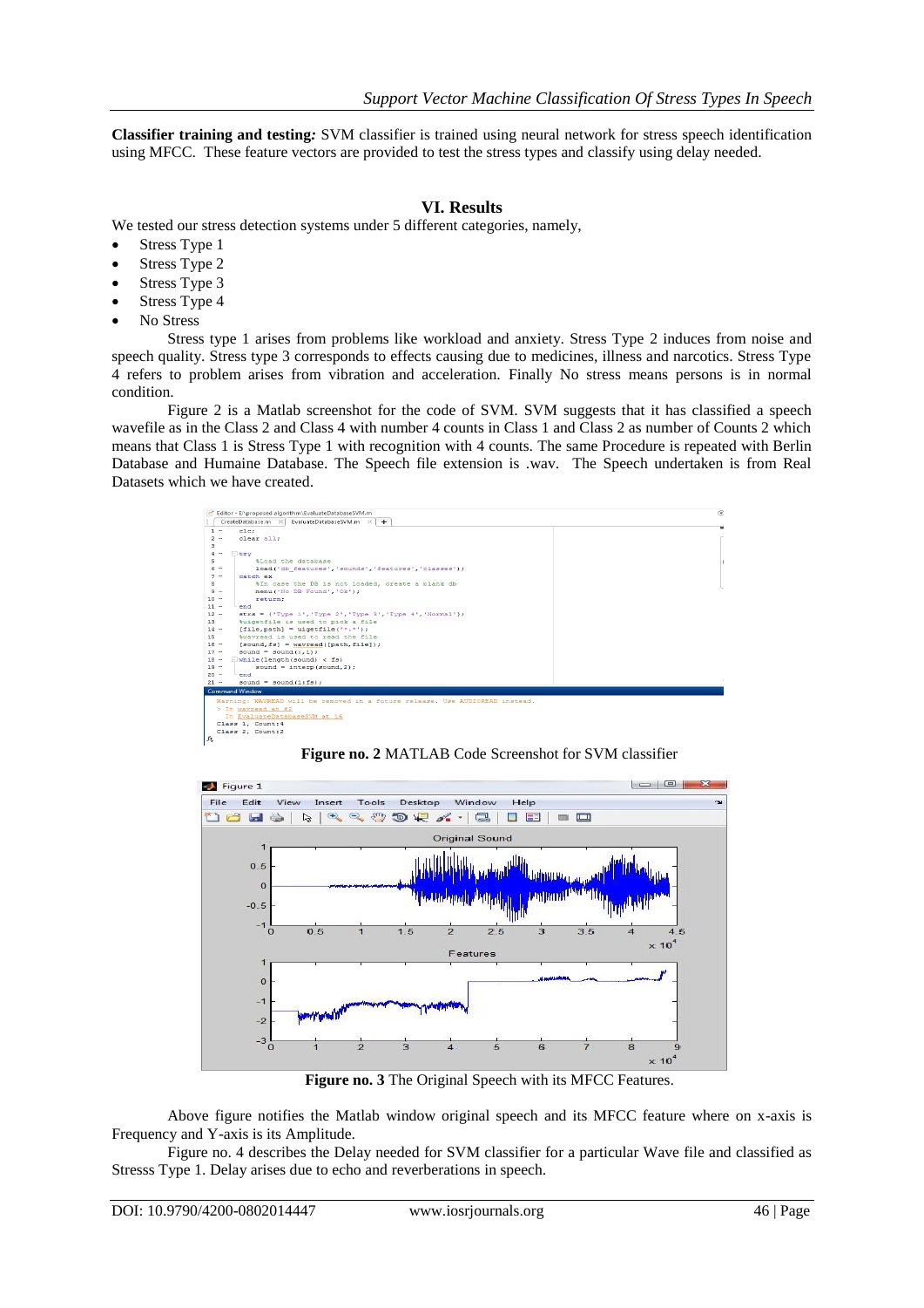**Classifier training and testing:** SVM classifier is trained using neural network for stress speech identification using MFCC. These feature vectors are provided to test the stress types and classify using delay needed.

## VI. Results

We tested our stress detection systems under 5 different categories, namely,

- Stress Type 1
- Stress Type 2
- Stress Type 3
- Stress Type 4
- No Stress

Stress type 1 arises from problems like workload and anxiety. Stress Type 2 induces from noise and speech quality. Stress type 3 corresponds to effects causing due to medicines, illness and narcotics. Stress Type 4 refers to problem arises from vibration and acceleration. Finally No stress means persons is in normal condition.

Figure 2 is a Matlab screenshot for the code of SVM. SVM suggests that it has classified a speech wavefile as in the Class 2 and Class 4 with number 4 counts in Class 1 and Class 2 as number of Counts 2 which means that Class 1 is Stress Type 1 with recognition with 4 counts. The same Procedure is repeated with Berlin Database and Humaine Database. The Speech file extension is .wav. The Speech undertaken is from Real Datasets which we have created.

**Figure no. 2** MATLAB Code Screenshot for SVM classifier

**Figure no. 3** The Original Speech with its MFCC Features.

Above figure notifies the Matlab window original speech and its MFCC feature where on x-axis is Frequency and Y-axis is its Amplitude.

Figure no. 4 describes the Delay needed for SVM classifier for a particular Wave file and classified as Stresss Type 1. Delay arises due to echo and reverberations in speech.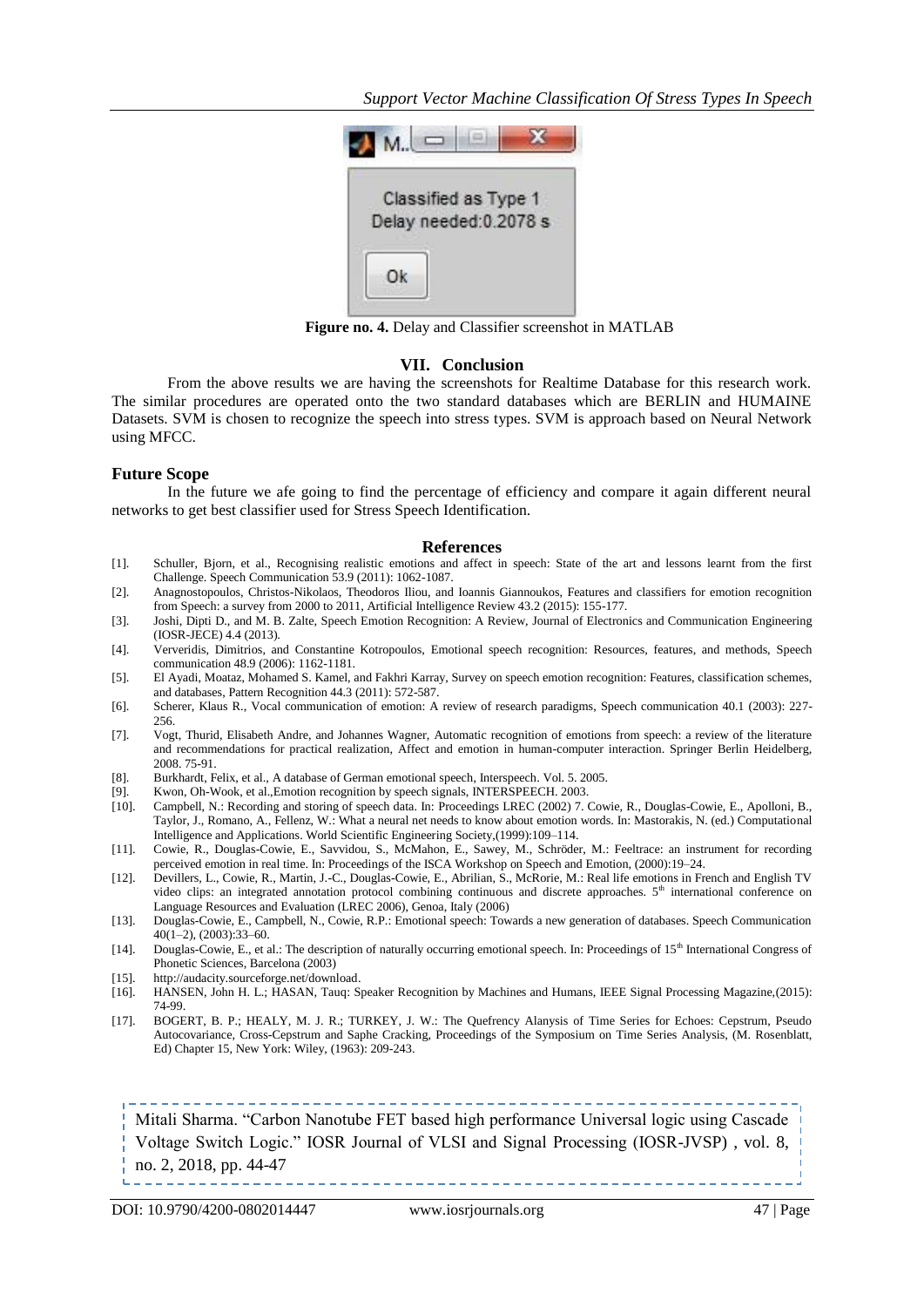Classified as Type 1
Delay needed:0.2078 s
Ok

**Figure no. 4.** Delay and Classifier screenshot in MATLAB

## VII. Conclusion

From the above results we are having the screenshots for Realtime Database for this research work. The similar procedures are operated onto the two standard databases which are BERLIN and HUMAINE Datasets. SVM is chosen to recognize the speech into stress types. SVM is approach based on Neural Network using MFCC.

### Future Scope

In the future we afe going to find the percentage of efficiency and compare it again different neural networks to get best classifier used for Stress Speech Identification.

## References

[1]. Schuller, Bjorn, et al., Recognising realistic emotions and affect in speech: State of the art and lessons learnt from the first Challenge. Speech Communication 53.9 (2011): 1062-1087.

[2]. Anagnostopoulos, Christos-Nikolaos, Theodoros Iliou, and Ioannis Giannoukos, Features and classifiers for emotion recognition from Speech: a survey from 2000 to 2011, Artificial Intelligence Review 43.2 (2015): 155-177.

[3]. Joshi, Dipti D., and M. B. Zalte, Speech Emotion Recognition: A Review, Journal of Electronics and Communication Engineering (IOSR-JECE) 4.4 (2013).

[4]. Ververidis, Dimitrios, and Constantine Kotropoulos, Emotional speech recognition: Resources, features, and methods, Speech communication 48.9 (2006): 1162-1181.

[5]. El Ayadi, Moataz, Mohamed S. Kamel, and Fakhri Karray, Survey on speech emotion recognition: Features, classification schemes, and databases, Pattern Recognition 44.3 (2011): 572-587.

[6]. Scherer, Klaus R., Vocal communication of emotion: A review of research paradigms, Speech communication 40.1 (2003): 227-256.

[7]. Vogt, Thurid, Elisabeth Andre, and Johannes Wagner, Automatic recognition of emotions from speech: a review of the literature and recommendations for practical realization, Affect and emotion in human-computer interaction. Springer Berlin Heidelberg, 2008. 75-91.

[8]. Burkhardt, Felix, et al., A database of German emotional speech, Interspeech. Vol. 5. 2005.

[9]. Kwon, Oh-Wook, et al.,Emotion recognition by speech signals, INTERSPEECH. 2003.

[10]. Campbell, N.: Recording and storing of speech data. In: Proceedings LREC (2002) 7. Cowie, R., Douglas-Cowie, E., Apolloni, B., Taylor, J., Romano, A., Fellenz, W.: What a neural net needs to know about emotion words. In: Mastorakis, N. (ed.) Computational Intelligence and Applications. World Scientific Engineering Society,(1999):109–114.

[11]. Cowie, R., Douglas-Cowie, E., Savvidou, S., McMahon, E., Sawey, M., Schröder, M.: Feeltrace: an instrument for recording perceived emotion in real time. In: Proceedings of the ISCA Workshop on Speech and Emotion, (2000):19–24.

[12]. Devillers, L., Cowie, R., Martin, J.-C., Douglas-Cowie, E., Abrilian, S., McRorie, M.: Real life emotions in French and English TV video clips: an integrated annotation protocol combining continuous and discrete approaches. 5th international conference on Language Resources and Evaluation (LREC 2006), Genoa, Italy (2006)

[13]. Douglas-Cowie, E., Campbell, N., Cowie, R.P.: Emotional speech: Towards a new generation of databases. Speech Communication 40(1–2), (2003):33–60.

[14]. Douglas-Cowie, E., et al.: The description of naturally occurring emotional speech. In: Proceedings of 15th International Congress of Phonetic Sciences, Barcelona (2003)

[15]. http://audacity.sourceforge.net/download.

[16]. HANSEN, John H. L.; HASAN, Tauq: Speaker Recognition by Machines and Humans, IEEE Signal Processing Magazine,(2015): 74-99.

[17]. BOGERT, B. P.; HEALY, M. J. R.; TURKEY, J. W.: The Quefrency Alanysis of Time Series for Echoes: Cepstrum, Pseudo Autocovariance, Cross-Cepstrum and Saphe Cracking, Proceedings of the Symposium on Time Series Analysis, (M. Rosenblatt, Ed) Chapter 15, New York: Wiley, (1963): 209-243.

Mitali Sharma. "Carbon Nanotube FET based high performance Universal logic using Cascade Voltage Switch Logic." IOSR Journal of VLSI and Signal Processing (IOSR-JVSP) , vol. 8, no. 2, 2018, pp. 44-47